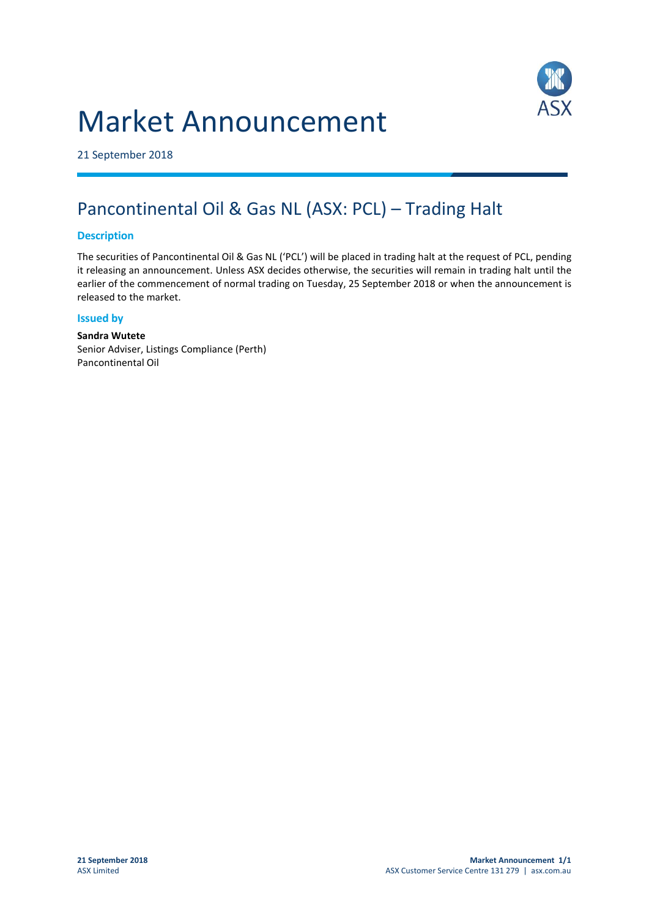# Market Announcement

21 September 2018

## Pancontinental Oil & Gas NL (ASX: PCL) – Trading Halt

### Description

The securities of Pancontinental Oil & Gas NL ('PCL') will be placed in trading halt at the request of PCL, pending it releasing an announcement. Unless ASX decides otherwise, the securities will remain in trading halt until the earlier of the commencement of normal trading on Tuesday, 25 September 2018 or when the announcement is released to the market.

### Issued by

**Sandra Wutete**
Senior Adviser, Listings Compliance (Perth)
Pancontinental Oil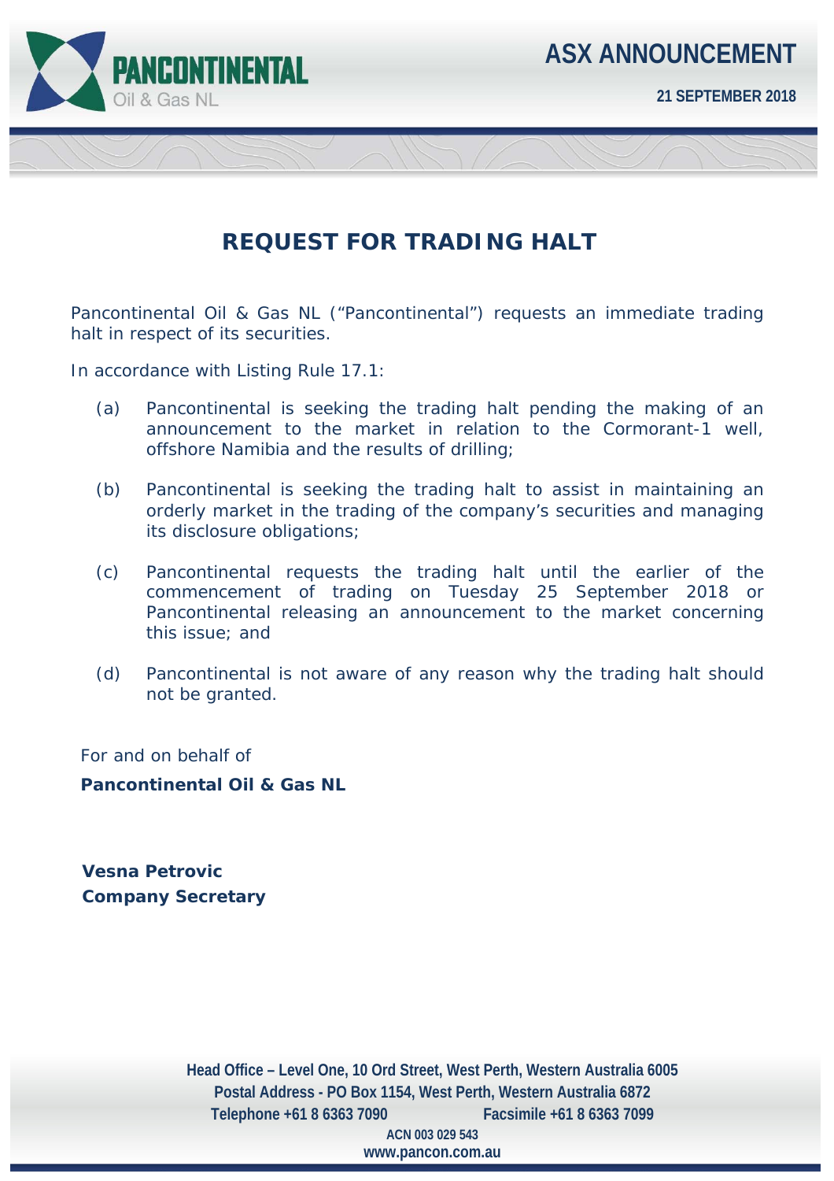# ASX ANNOUNCEMENT

**21 SEPTEMBER 2018**

## REQUEST FOR TRADING HALT

Pancontinental Oil & Gas NL ("Pancontinental") requests an immediate trading halt in respect of its securities.

In accordance with Listing Rule 17.1:

(a) Pancontinental is seeking the trading halt pending the making of an announcement to the market in relation to the Cormorant-1 well, offshore Namibia and the results of drilling;

(b) Pancontinental is seeking the trading halt to assist in maintaining an orderly market in the trading of the company's securities and managing its disclosure obligations;

(c) Pancontinental requests the trading halt until the earlier of the commencement of trading on Tuesday 25 September 2018 or Pancontinental releasing an announcement to the market concerning this issue; and

(d) Pancontinental is not aware of any reason why the trading halt should not be granted.

For and on behalf of

**Pancontinental Oil & Gas NL**

**Vesna Petrovic**
**Company Secretary**

**Head Office – Level One, 10 Ord Street, West Perth, Western Australia 6005**
**Postal Address - PO Box 1154, West Perth, Western Australia 6872**
**Telephone +61 8 6363 7090 Facsimile +61 8 6363 7099**
**ACN 003 029 543**
**www.pancon.com.au**